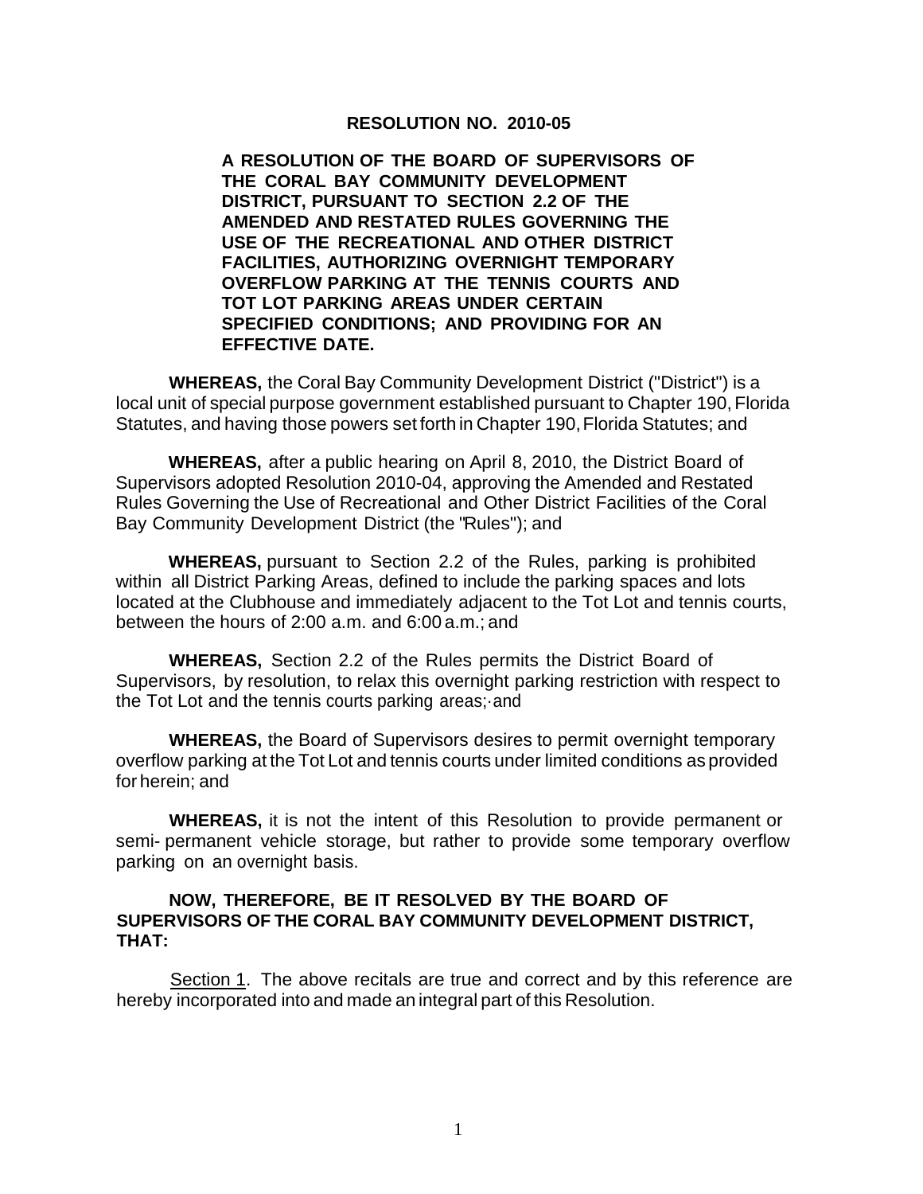# RESOLUTION NO. 2010-05

**A RESOLUTION OF THE BOARD OF SUPERVISORS OF THE CORAL BAY COMMUNITY DEVELOPMENT DISTRICT, PURSUANT TO SECTION 2.2 OF THE AMENDED AND RESTATED RULES GOVERNING THE USE OF THE RECREATIONAL AND OTHER DISTRICT FACILITIES, AUTHORIZING OVERNIGHT TEMPORARY OVERFLOW PARKING AT THE TENNIS COURTS AND TOT LOT PARKING AREAS UNDER CERTAIN SPECIFIED CONDITIONS; AND PROVIDING FOR AN EFFECTIVE DATE.**

**WHEREAS,** the Coral Bay Community Development District ("District") is a local unit of special purpose government established pursuant to Chapter 190, Florida Statutes, and having those powers set forth in Chapter 190, Florida Statutes; and

**WHEREAS,** after a public hearing on April 8, 2010, the District Board of Supervisors adopted Resolution 2010-04, approving the Amended and Restated Rules Governing the Use of Recreational and Other District Facilities of the Coral Bay Community Development District (the "Rules"); and

**WHEREAS,** pursuant to Section 2.2 of the Rules, parking is prohibited within all District Parking Areas, defined to include the parking spaces and lots located at the Clubhouse and immediately adjacent to the Tot Lot and tennis courts, between the hours of 2:00 a.m. and 6:00 a.m.; and

**WHEREAS,** Section 2.2 of the Rules permits the District Board of Supervisors, by resolution, to relax this overnight parking restriction with respect to the Tot Lot and the tennis courts parking areas; and

**WHEREAS,** the Board of Supervisors desires to permit overnight temporary overflow parking at the Tot Lot and tennis courts under limited conditions as provided for herein; and

**WHEREAS,** it is not the intent of this Resolution to provide permanent or semi- permanent vehicle storage, but rather to provide some temporary overflow parking on an overnight basis.

**NOW, THEREFORE, BE IT RESOLVED BY THE BOARD OF SUPERVISORS OF THE CORAL BAY COMMUNITY DEVELOPMENT DISTRICT, THAT:**

Section 1. The above recitals are true and correct and by this reference are hereby incorporated into and made an integral part of this Resolution.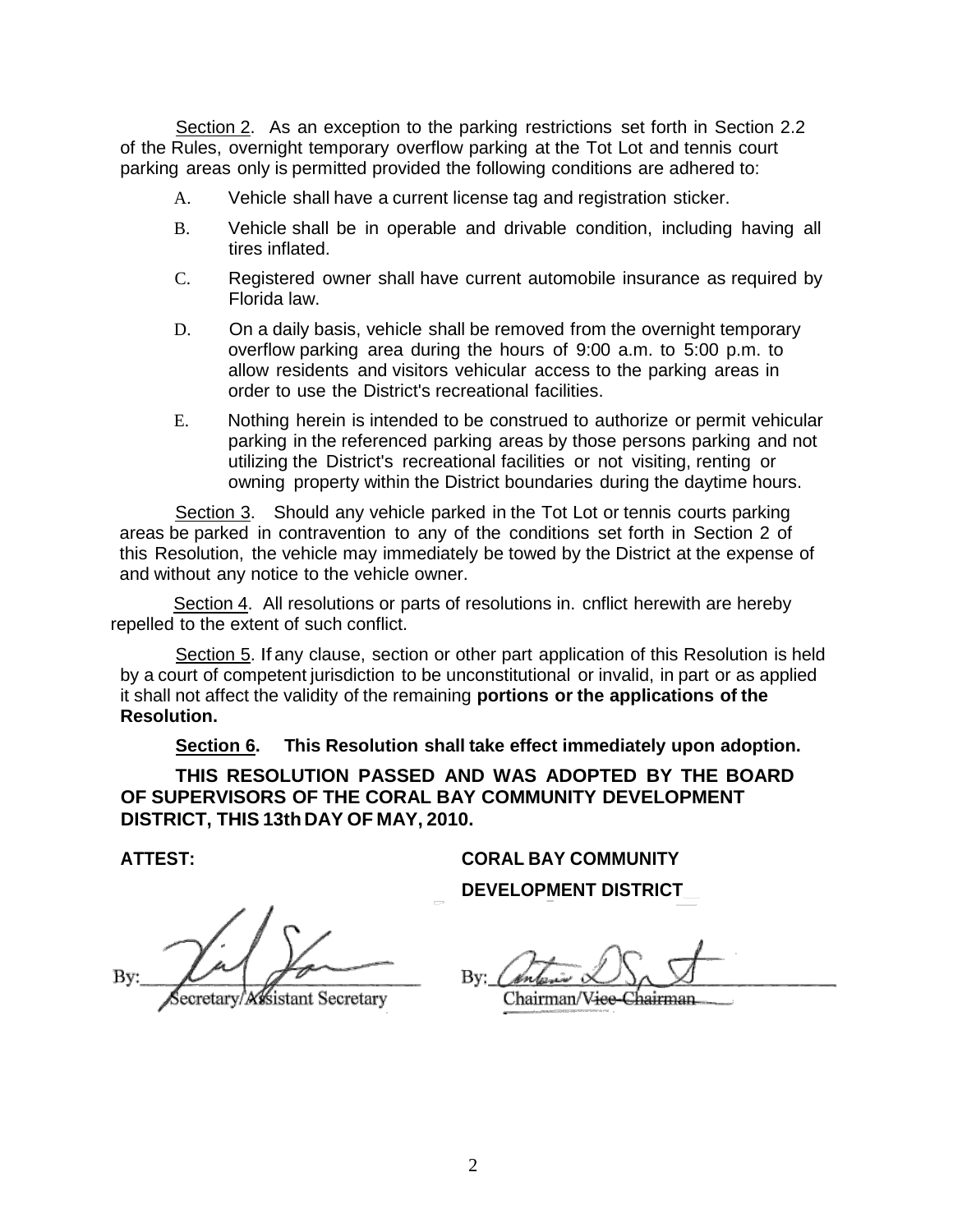Section 2. As an exception to the parking restrictions set forth in Section 2.2 of the Rules, overnight temporary overflow parking at the Tot Lot and tennis court parking areas only is permitted provided the following conditions are adhered to:

A. Vehicle shall have a current license tag and registration sticker.

B. Vehicle shall be in operable and drivable condition, including having all tires inflated.

C. Registered owner shall have current automobile insurance as required by Florida law.

D. On a daily basis, vehicle shall be removed from the overnight temporary overflow parking area during the hours of 9:00 a.m. to 5:00 p.m. to allow residents and visitors vehicular access to the parking areas in order to use the District's recreational facilities.

E. Nothing herein is intended to be construed to authorize or permit vehicular parking in the referenced parking areas by those persons parking and not utilizing the District's recreational facilities or not visiting, renting or owning property within the District boundaries during the daytime hours.

Section 3. Should any vehicle parked in the Tot Lot or tennis courts parking areas be parked in contravention to any of the conditions set forth in Section 2 of this Resolution, the vehicle may immediately be towed by the District at the expense of and without any notice to the vehicle owner.

Section 4. All resolutions or parts of resolutions in. cnflict herewith are hereby repelled to the extent of such conflict.

Section 5. If any clause, section or other part application of this Resolution is held by a court of competent jurisdiction to be unconstitutional or invalid, in part or as applied it shall not affect the validity of the remaining **portions or the applications of the Resolution.**

**Section 6. This Resolution shall take effect immediately upon adoption.**

**THIS RESOLUTION PASSED AND WAS ADOPTED BY THE BOARD OF SUPERVISORS OF THE CORAL BAY COMMUNITY DEVELOPMENT DISTRICT, THIS 13th DAY OF MAY, 2010.**

**ATTEST:**

By: ______________________
Secretary/Assistant Secretary

**CORAL BAY COMMUNITY DEVELOPMENT DISTRICT**

By: ______________________
Chairman/~~Vice-Chairman~~